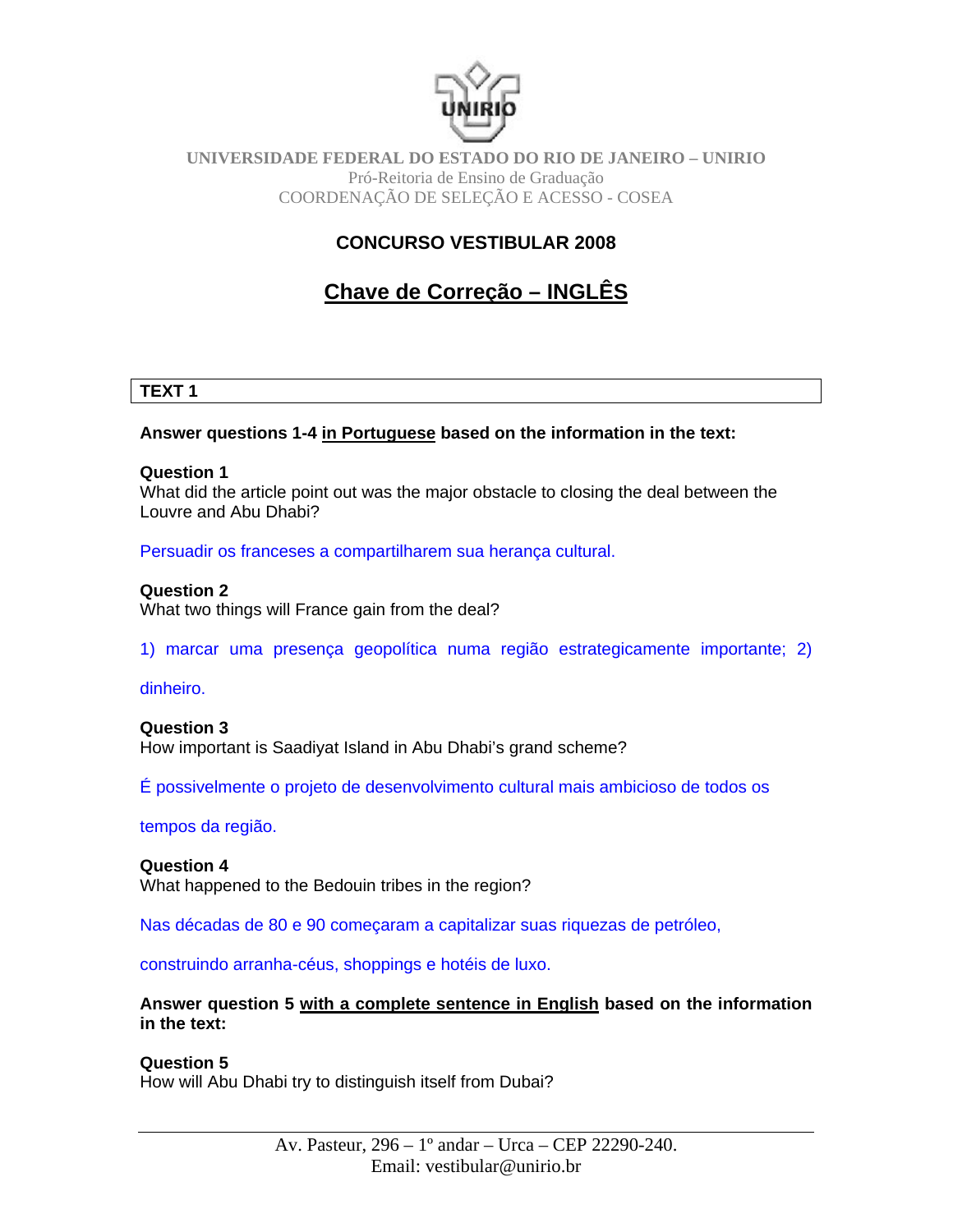UNIVERSIDADE FEDERAL DO ESTADO DO RIO DE JANEIRO – UNIRIO
Pró-Reitoria de Ensino de Graduação
COORDENAÇÃO DE SELEÇÃO E ACESSO - COSEA

# CONCURSO VESTIBULAR 2008

## Chave de Correção – INGLÊS

### TEXT 1

**Answer questions 1-4 in Portuguese based on the information in the text:**

**Question 1**
What did the article point out was the major obstacle to closing the deal between the Louvre and Abu Dhabi?

Persuadir os franceses a compartilharem sua herança cultural.

**Question 2**
What two things will France gain from the deal?

1) marcar uma presença geopolítica numa região estrategicamente importante; 2) dinheiro.

**Question 3**
How important is Saadiyat Island in Abu Dhabi's grand scheme?

É possivelmente o projeto de desenvolvimento cultural mais ambicioso de todos os tempos da região.

**Question 4**
What happened to the Bedouin tribes in the region?

Nas décadas de 80 e 90 começaram a capitalizar suas riquezas de petróleo, construindo arranha-céus, shoppings e hotéis de luxo.

**Answer question 5 with a complete sentence in English based on the information in the text:**

**Question 5**
How will Abu Dhabi try to distinguish itself from Dubai?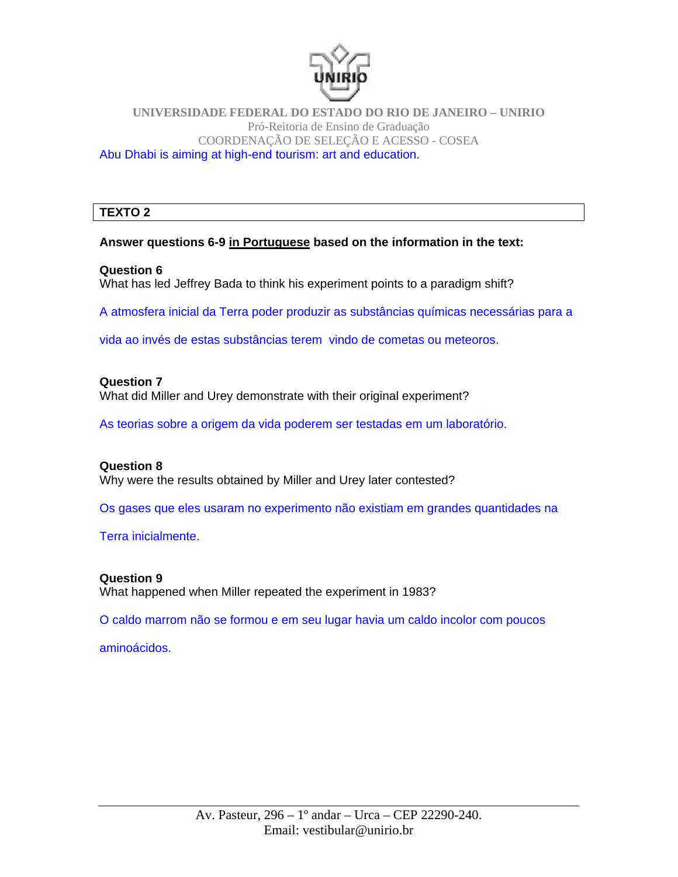Abu Dhabi is aiming at high-end tourism: art and education.

## TEXTO 2

**Answer questions 6-9 <u>in Portuguese</u> based on the information in the text:**

**Question 6**
What has led Jeffrey Bada to think his experiment points to a paradigm shift?

A atmosfera inicial da Terra poder produzir as substâncias químicas necessárias para a vida ao invés de estas substâncias terem vindo de cometas ou meteoros.

**Question 7**
What did Miller and Urey demonstrate with their original experiment?

As teorias sobre a origem da vida poderem ser testadas em um laboratório.

**Question 8**
Why were the results obtained by Miller and Urey later contested?

Os gases que eles usaram no experimento não existiam em grandes quantidades na Terra inicialmente.

**Question 9**
What happened when Miller repeated the experiment in 1983?

O caldo marrom não se formou e em seu lugar havia um caldo incolor com poucos aminoácidos.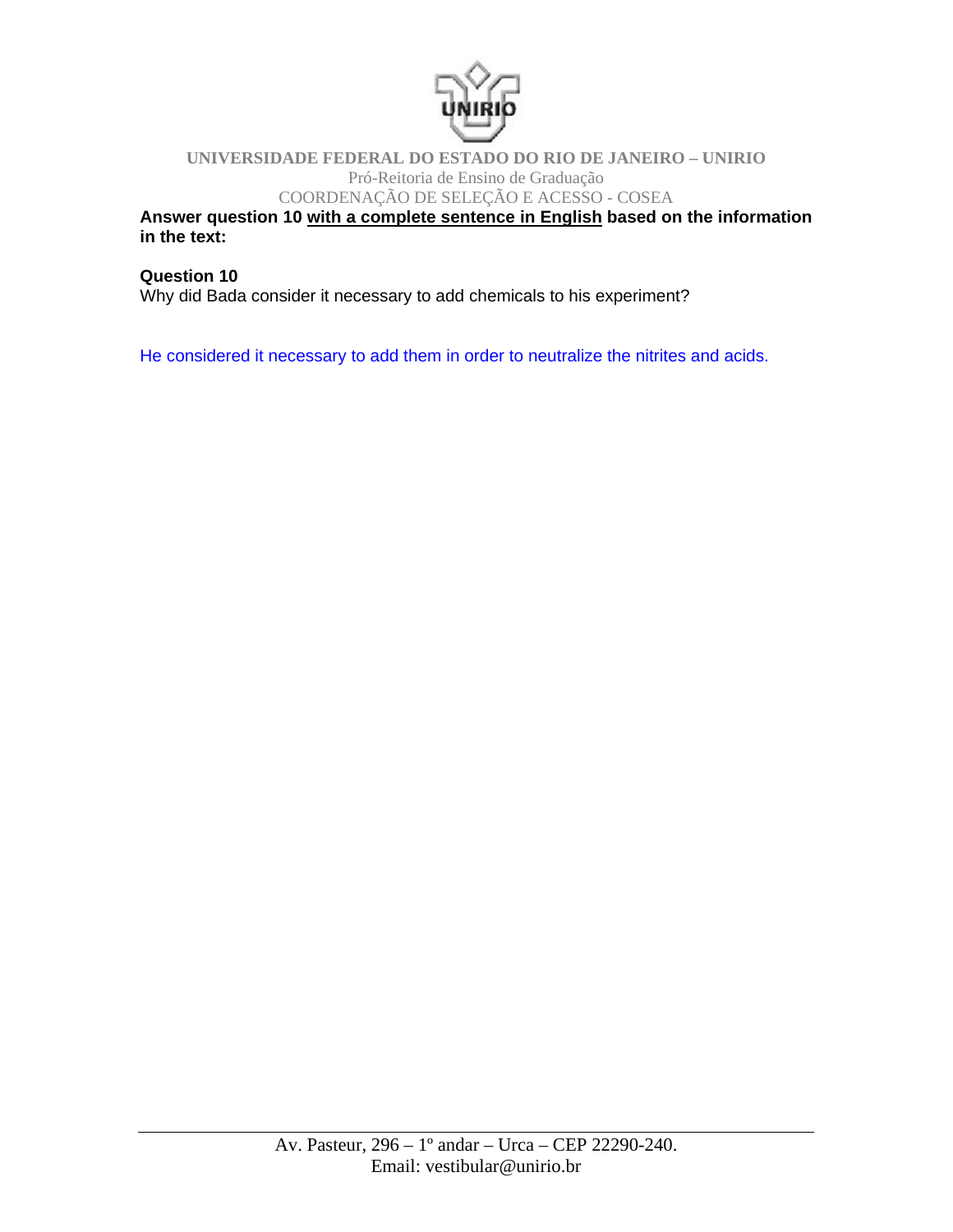**Answer question 10 with a complete sentence in English based on the information in the text:**

**Question 10**

Why did Bada consider it necessary to add chemicals to his experiment?

He considered it necessary to add them in order to neutralize the nitrites and acids.